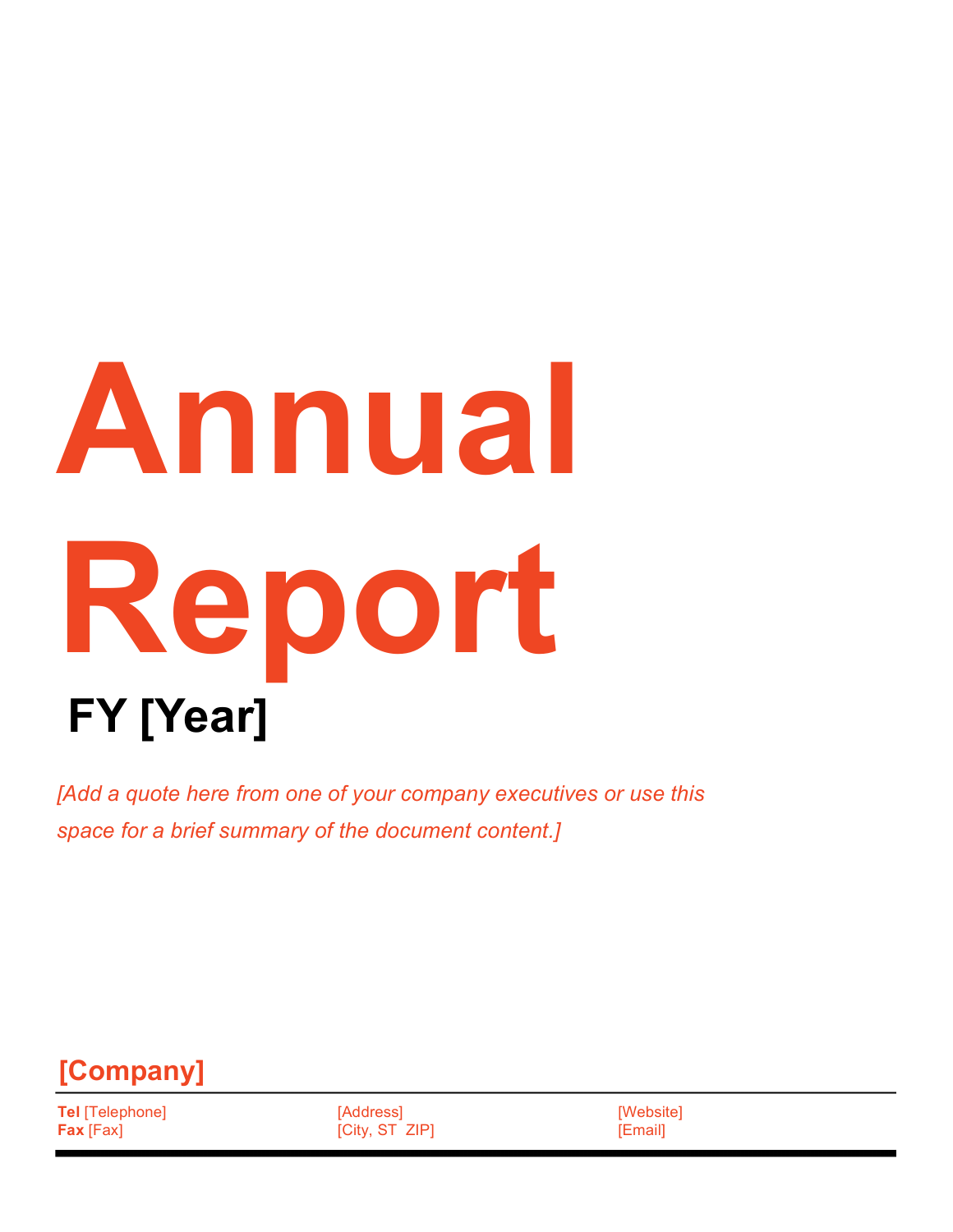# Annual Report

## FY [Year]

*[Add a quote here from one of your company executives or use this space for a brief summary of the document content.]*

**[Company]**

**Tel** [Telephone]
**Fax** [Fax]

[Address]
[City, ST  ZIP]

[Website]
[Email]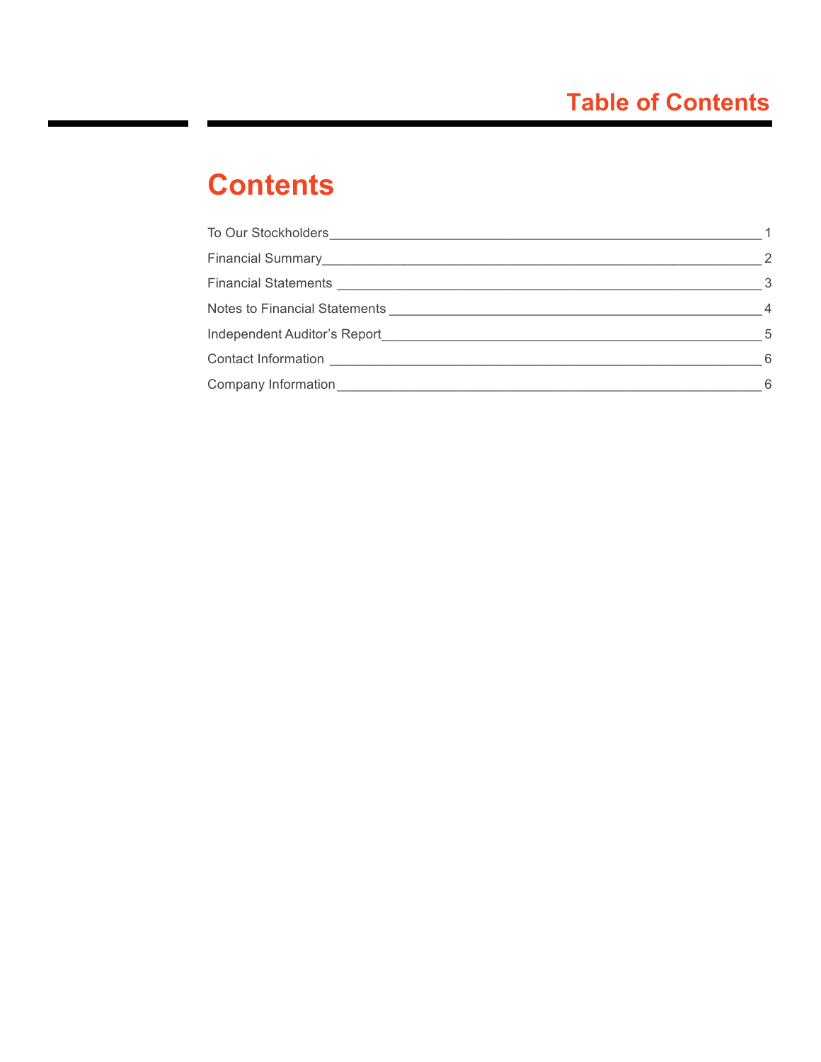# Table of Contents

## Contents

| Section | Page |
|---|---|
| To Our Stockholders | 1 |
| Financial Summary | 2 |
| Financial Statements | 3 |
| Notes to Financial Statements | 4 |
| Independent Auditor’s Report | 5 |
| Contact Information | 6 |
| Company Information | 6 |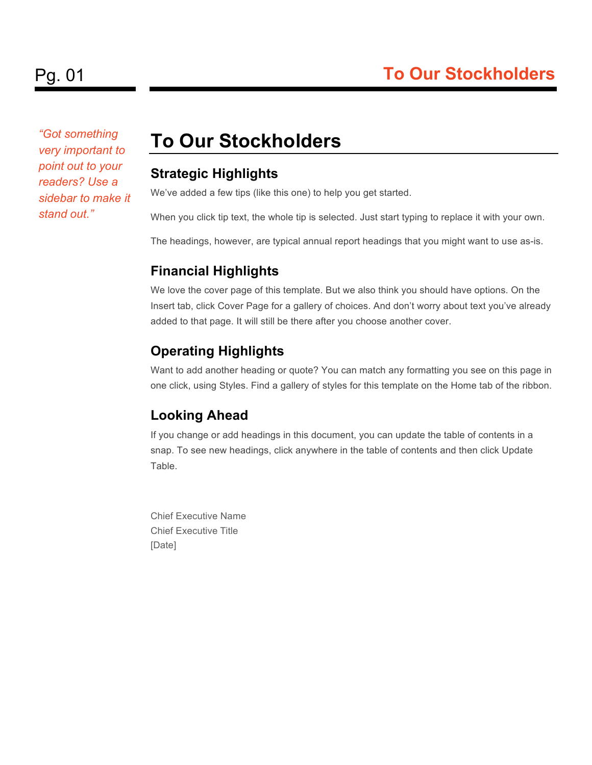*"Got something very important to point out to your readers? Use a sidebar to make it stand out."*

# To Our Stockholders

## Strategic Highlights

We've added a few tips (like this one) to help you get started.

When you click tip text, the whole tip is selected. Just start typing to replace it with your own.

The headings, however, are typical annual report headings that you might want to use as-is.

## Financial Highlights

We love the cover page of this template. But we also think you should have options. On the Insert tab, click Cover Page for a gallery of choices. And don't worry about text you've already added to that page. It will still be there after you choose another cover.

## Operating Highlights

Want to add another heading or quote? You can match any formatting you see on this page in one click, using Styles. Find a gallery of styles for this template on the Home tab of the ribbon.

## Looking Ahead

If you change or add headings in this document, you can update the table of contents in a snap. To see new headings, click anywhere in the table of contents and then click Update Table.

Chief Executive Name
Chief Executive Title
[Date]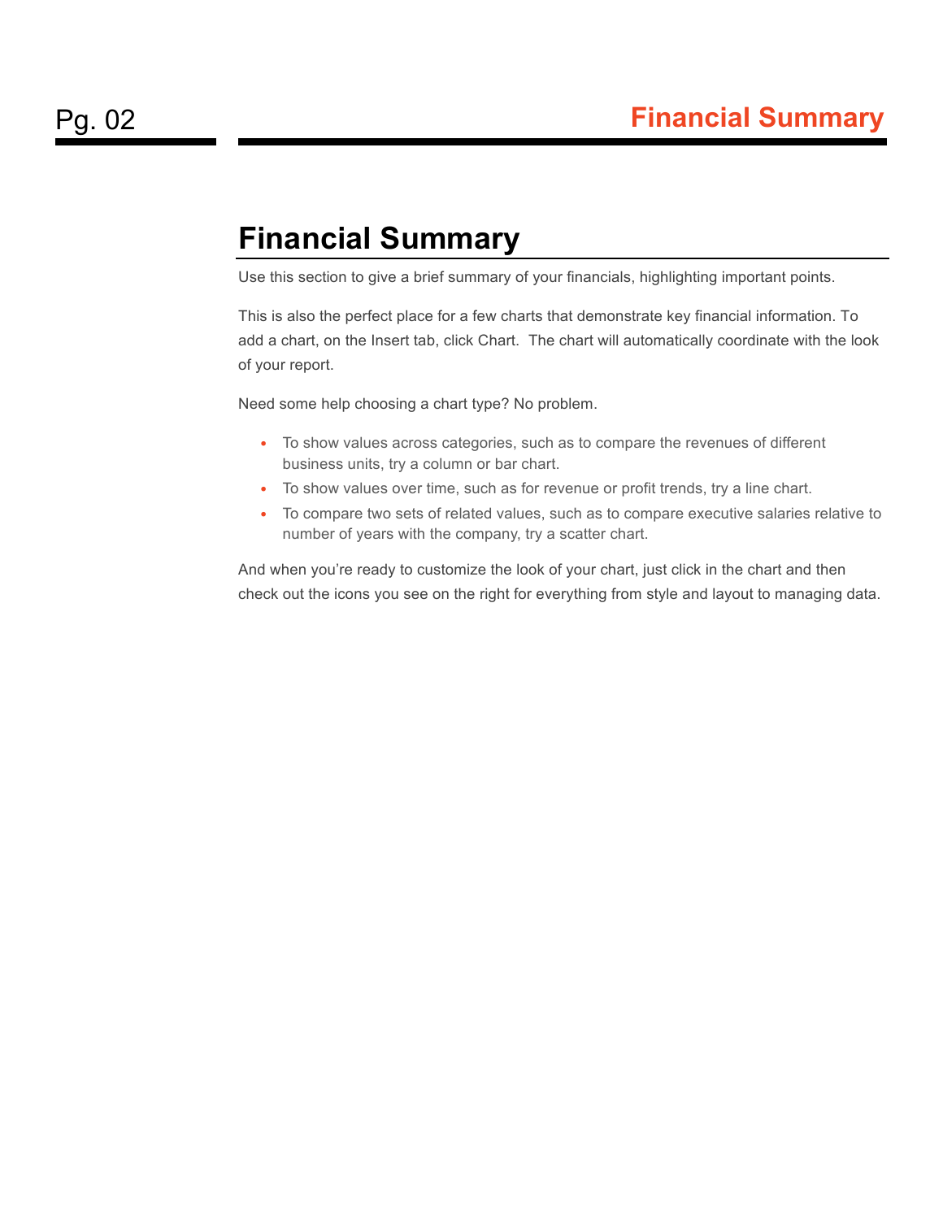# Financial Summary

Use this section to give a brief summary of your financials, highlighting important points.

This is also the perfect place for a few charts that demonstrate key financial information. To add a chart, on the Insert tab, click Chart.  The chart will automatically coordinate with the look of your report.

Need some help choosing a chart type? No problem.

- To show values across categories, such as to compare the revenues of different business units, try a column or bar chart.
- To show values over time, such as for revenue or profit trends, try a line chart.
- To compare two sets of related values, such as to compare executive salaries relative to number of years with the company, try a scatter chart.

And when you're ready to customize the look of your chart, just click in the chart and then check out the icons you see on the right for everything from style and layout to managing data.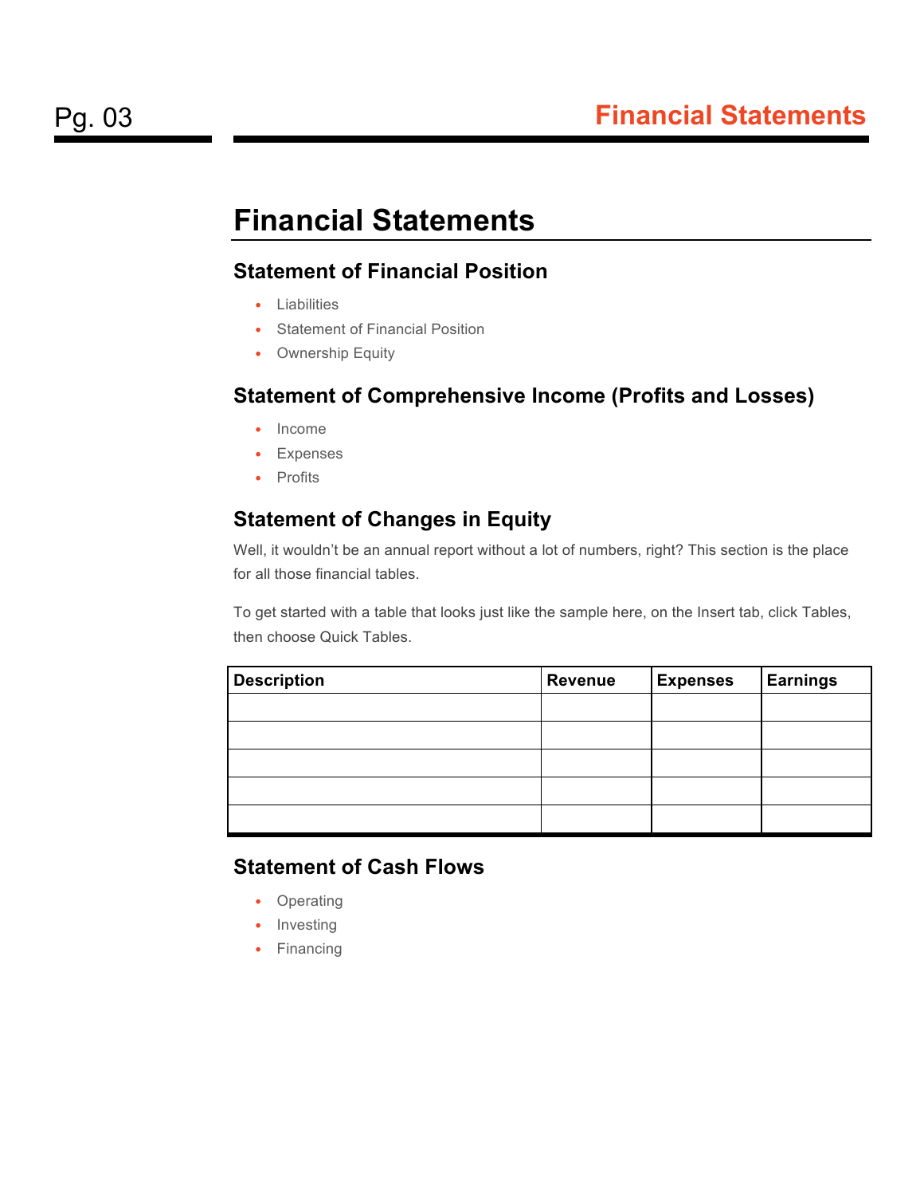# Financial Statements

## Statement of Financial Position

- Liabilities
- Statement of Financial Position
- Ownership Equity

## Statement of Comprehensive Income (Profits and Losses)

- Income
- Expenses
- Profits

## Statement of Changes in Equity

Well, it wouldn't be an annual report without a lot of numbers, right? This section is the place for all those financial tables.

To get started with a table that looks just like the sample here, on the Insert tab, click Tables, then choose Quick Tables.

| Description | Revenue | Expenses | Earnings |
|---|---|---|---|
| | | | |
| | | | |
| | | | |
| | | | |
| | | | |

## Statement of Cash Flows

- Operating
- Investing
- Financing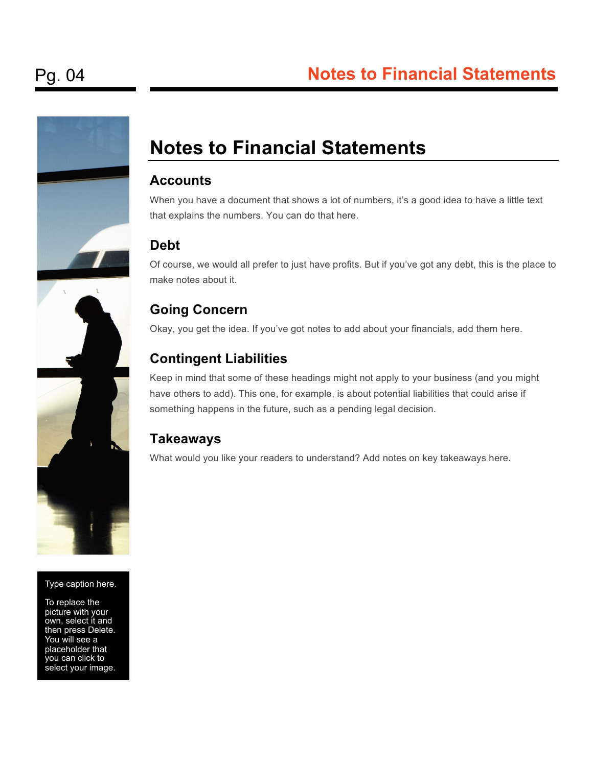# Notes to Financial Statements

## Accounts

When you have a document that shows a lot of numbers, it's a good idea to have a little text that explains the numbers. You can do that here.

## Debt

Of course, we would all prefer to just have profits. But if you've got any debt, this is the place to make notes about it.

## Going Concern

Okay, you get the idea. If you've got notes to add about your financials, add them here.

## Contingent Liabilities

Keep in mind that some of these headings might not apply to your business (and you might have others to add). This one, for example, is about potential liabilities that could arise if something happens in the future, such as a pending legal decision.

## Takeaways

What would you like your readers to understand? Add notes on key takeaways here.

Type caption here.

To replace the picture with your own, select it and then press Delete. You will see a placeholder that you can click to select your image.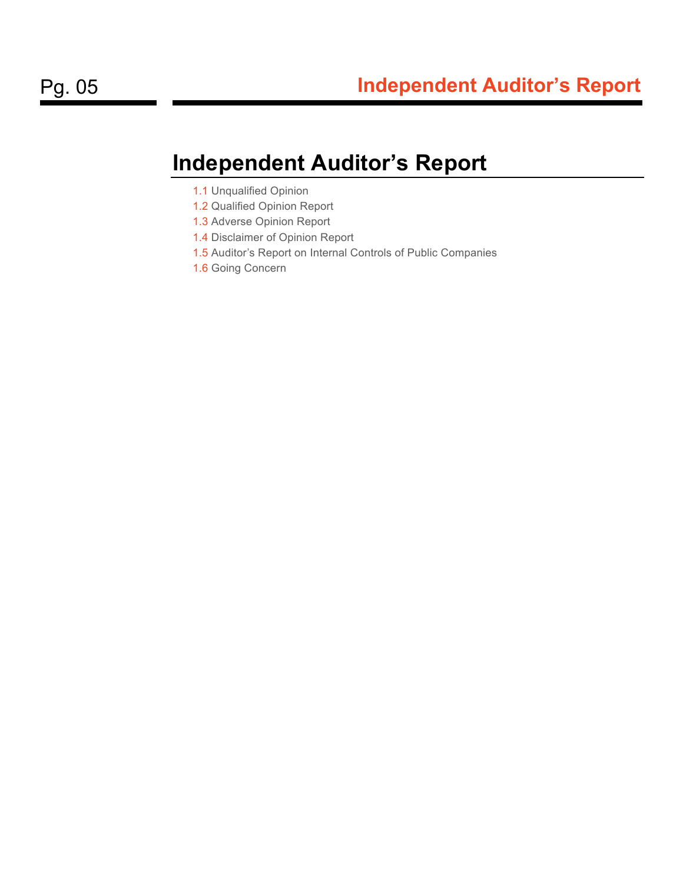# Independent Auditor’s Report

1.1 Unqualified Opinion
1.2 Qualified Opinion Report
1.3 Adverse Opinion Report
1.4 Disclaimer of Opinion Report
1.5 Auditor’s Report on Internal Controls of Public Companies
1.6 Going Concern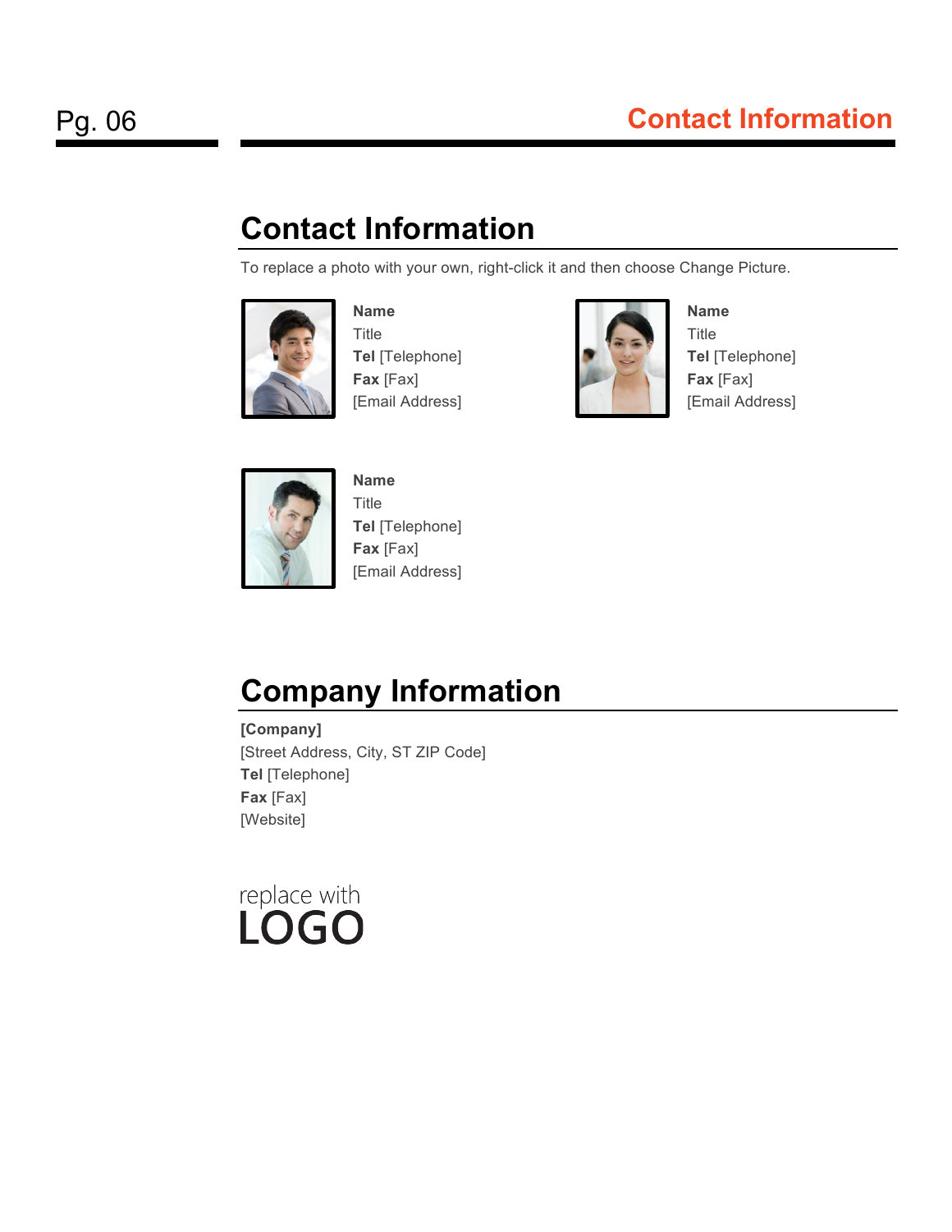# Contact Information

To replace a photo with your own, right-click it and then choose Change Picture.

**Name**
Title
**Tel** [Telephone]
**Fax** [Fax]
[Email Address]

**Name**
Title
**Tel** [Telephone]
**Fax** [Fax]
[Email Address]

**Name**
Title
**Tel** [Telephone]
**Fax** [Fax]
[Email Address]

# Company Information

**[Company]**
[Street Address, City, ST ZIP Code]
**Tel** [Telephone]
**Fax** [Fax]
[Website]

replace with
LOGO